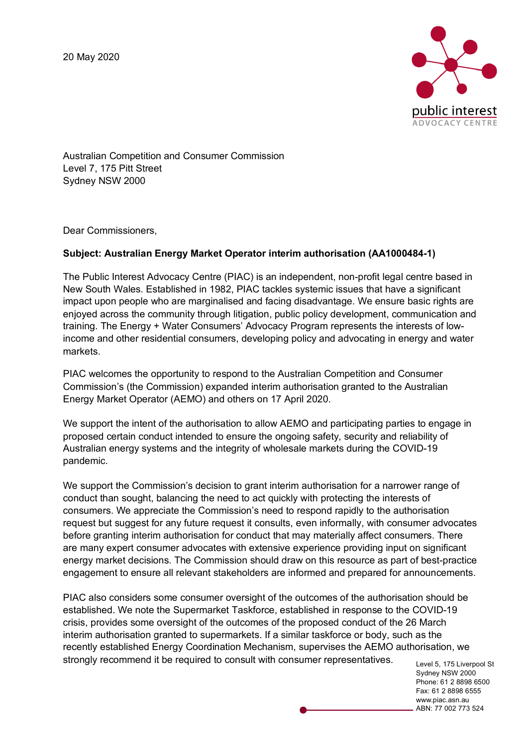20 May 2020

Australian Competition and Consumer Commission
Level 7, 175 Pitt Street
Sydney NSW 2000

Dear Commissioners,

**Subject: Australian Energy Market Operator interim authorisation (AA1000484-1)**

The Public Interest Advocacy Centre (PIAC) is an independent, non-profit legal centre based in New South Wales. Established in 1982, PIAC tackles systemic issues that have a significant impact upon people who are marginalised and facing disadvantage. We ensure basic rights are enjoyed across the community through litigation, public policy development, communication and training. The Energy + Water Consumers' Advocacy Program represents the interests of low-income and other residential consumers, developing policy and advocating in energy and water markets.

PIAC welcomes the opportunity to respond to the Australian Competition and Consumer Commission's (the Commission) expanded interim authorisation granted to the Australian Energy Market Operator (AEMO) and others on 17 April 2020.

We support the intent of the authorisation to allow AEMO and participating parties to engage in proposed certain conduct intended to ensure the ongoing safety, security and reliability of Australian energy systems and the integrity of wholesale markets during the COVID-19 pandemic.

We support the Commission's decision to grant interim authorisation for a narrower range of conduct than sought, balancing the need to act quickly with protecting the interests of consumers. We appreciate the Commission's need to respond rapidly to the authorisation request but suggest for any future request it consults, even informally, with consumer advocates before granting interim authorisation for conduct that may materially affect consumers. There are many expert consumer advocates with extensive experience providing input on significant energy market decisions. The Commission should draw on this resource as part of best-practice engagement to ensure all relevant stakeholders are informed and prepared for announcements.

PIAC also considers some consumer oversight of the outcomes of the authorisation should be established. We note the Supermarket Taskforce, established in response to the COVID-19 crisis, provides some oversight of the outcomes of the proposed conduct of the 26 March interim authorisation granted to supermarkets. If a similar taskforce or body, such as the recently established Energy Coordination Mechanism, supervises the AEMO authorisation, we strongly recommend it be required to consult with consumer representatives.

Level 5, 175 Liverpool St
Sydney NSW 2000
Phone: 61 2 8898 6500
Fax: 61 2 8898 6555
www.piac.asn.au
ABN: 77 002 773 524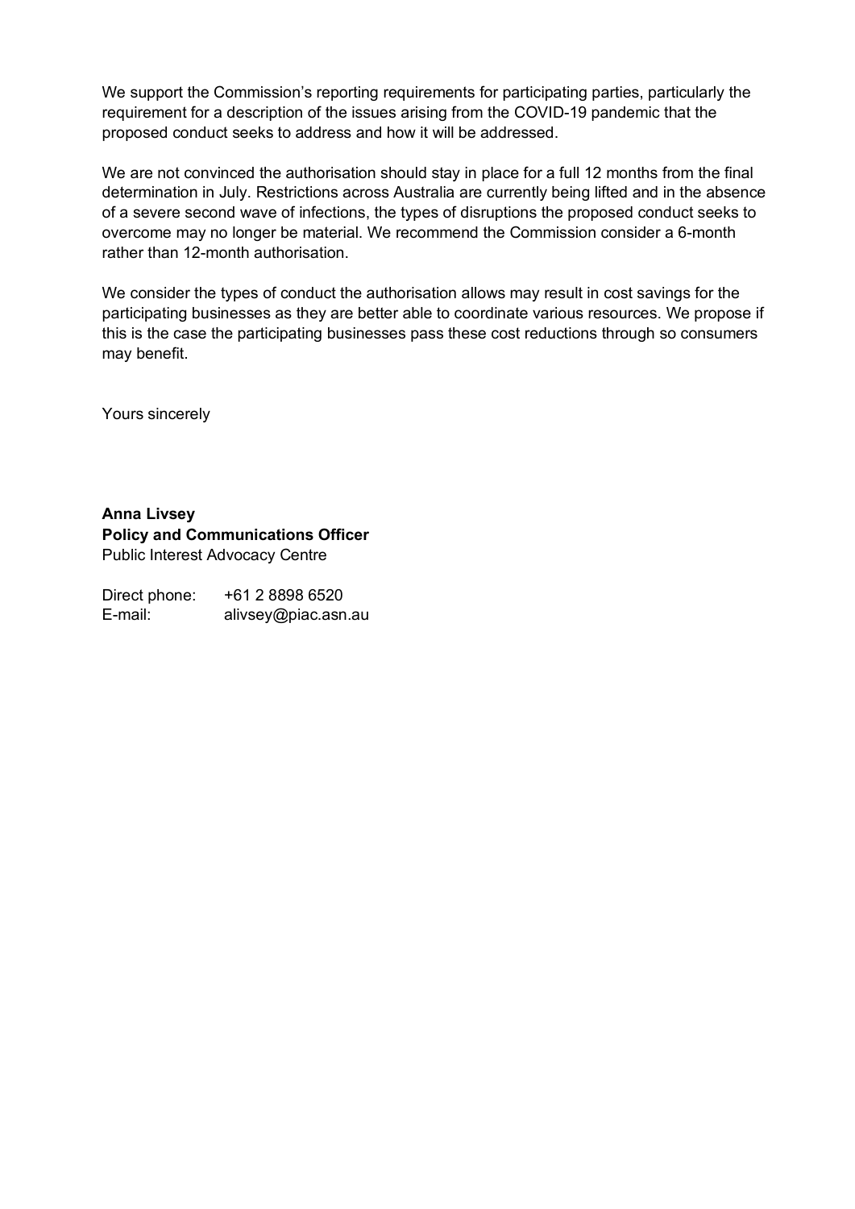We support the Commission's reporting requirements for participating parties, particularly the requirement for a description of the issues arising from the COVID-19 pandemic that the proposed conduct seeks to address and how it will be addressed.

We are not convinced the authorisation should stay in place for a full 12 months from the final determination in July. Restrictions across Australia are currently being lifted and in the absence of a severe second wave of infections, the types of disruptions the proposed conduct seeks to overcome may no longer be material. We recommend the Commission consider a 6-month rather than 12-month authorisation.

We consider the types of conduct the authorisation allows may result in cost savings for the participating businesses as they are better able to coordinate various resources. We propose if this is the case the participating businesses pass these cost reductions through so consumers may benefit.

Yours sincerely

**Anna Livsey**
**Policy and Communications Officer**
Public Interest Advocacy Centre

Direct phone: +61 2 8898 6520
E-mail: alivsey@piac.asn.au